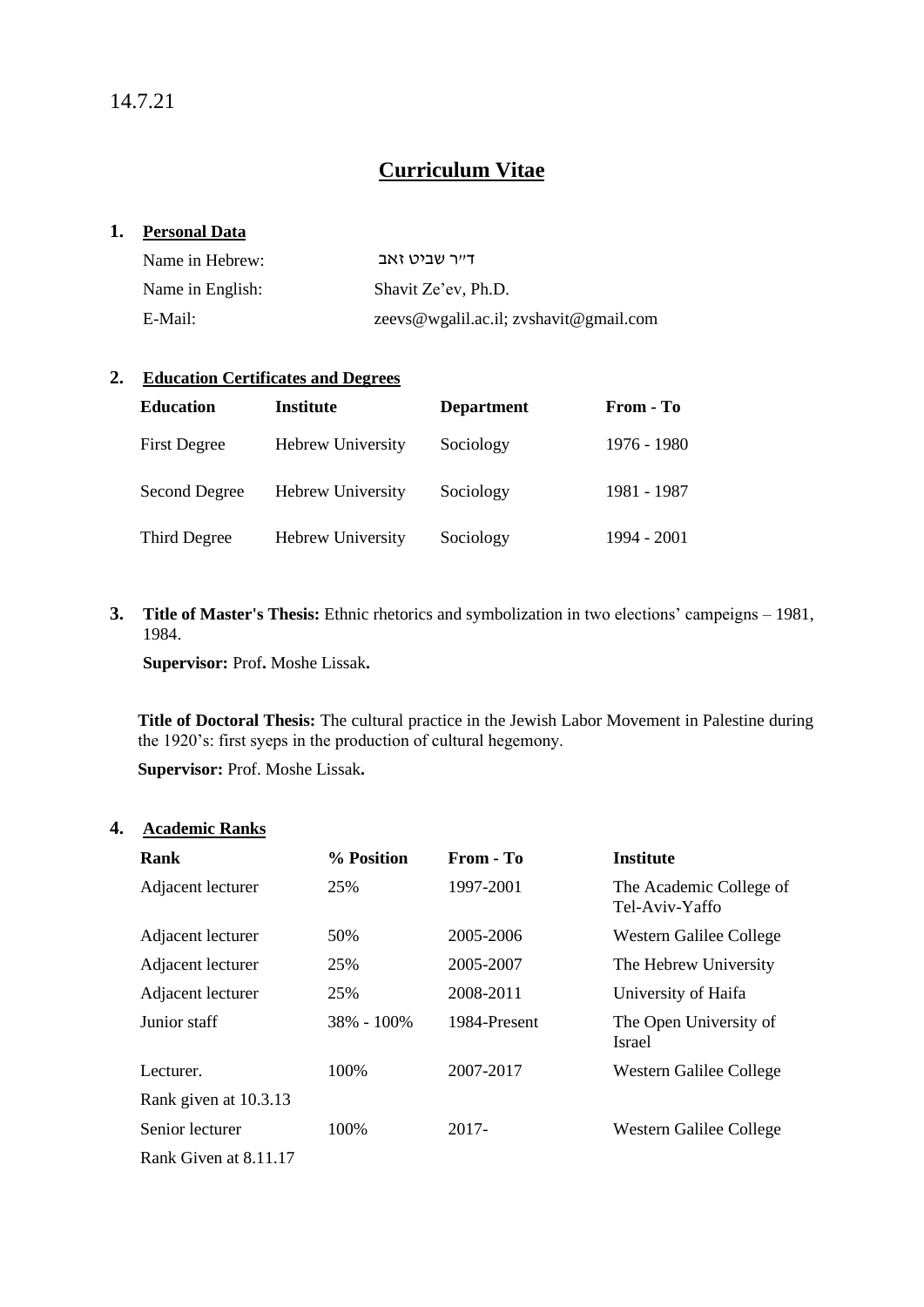14.7.21

# Curriculum Vitae

## 1. Personal Data

| | |
|---|---|
| Name in Hebrew: | ד״ר שביט זאב |
| Name in English: | Shavit Ze’ev, Ph.D. |
| E-Mail: | zeevs@wgalil.ac.il; zvshavit@gmail.com |

## 2. Education Certificates and Degrees

| Education | Institute | Department | From - To |
|---|---|---|---|
| First Degree | Hebrew University | Sociology | 1976 - 1980 |
| Second Degree | Hebrew University | Sociology | 1981 - 1987 |
| Third Degree | Hebrew University | Sociology | 1994 - 2001 |

## 3. **Title of Master's Thesis:** Ethnic rhetorics and symbolization in two elections’ campeigns – 1981, 1984.

**Supervisor:** Prof**.** Moshe Lissak**.**

**Title of Doctoral Thesis:** The cultural practice in the Jewish Labor Movement in Palestine during the 1920’s: first syeps in the production of cultural hegemony.

**Supervisor:** Prof. Moshe Lissak**.**

## 4. Academic Ranks

| Rank | % Position | From - To | Institute |
|---|---|---|---|
| Adjacent lecturer | 25% | 1997-2001 | The Academic College of Tel-Aviv-Yaffo |
| Adjacent lecturer | 50% | 2005-2006 | Western Galilee College |
| Adjacent lecturer | 25% | 2005-2007 | The Hebrew University |
| Adjacent lecturer | 25% | 2008-2011 | University of Haifa |
| Junior staff | 38% - 100% | 1984-Present | The Open University of Israel |
| Lecturer. Rank given at 10.3.13 | 100% | 2007-2017 | Western Galilee College |
| Senior lecturer Rank Given at 8.11.17 | 100% | 2017- | Western Galilee College |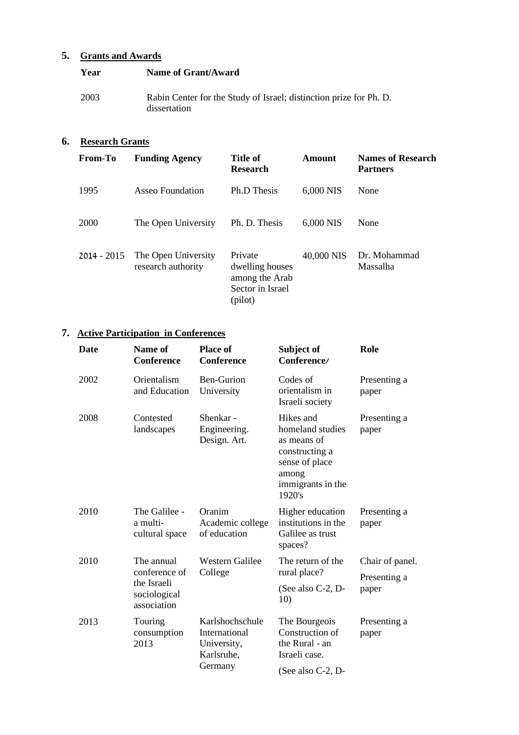## 5. Grants and Awards

| Year | Name of Grant/Award |
|---|---|
| 2003 | Rabin Center for the Study of Israel; distinction prize for Ph. D. dissertation |

## 6. Research Grants

| From-To | Funding Agency | Title of Research | Amount | Names of Research Partners |
|---|---|---|---|---|
| 1995 | Asseo Foundation | Ph.D Thesis | 6,000 NIS | None |
| 2000 | The Open University | Ph. D. Thesis | 6,000 NIS | None |
| 2014 - 2015 | The Open University research authority | Private dwelling houses among the Arab Sector in Israel (pilot) | 40,000 NIS | Dr. Mohammad Massalha |

## 7. Active Participation in Conferences

| Date | Name of Conference | Place of Conference | Subject of Conference/ | Role |
|---|---|---|---|---|
| 2002 | Orientalism and Education | Ben-Gurion University | Codes of orientalism in Israeli society | Presenting a paper |
| 2008 | Contested landscapes | Shenkar - Engineering. Design. Art. | Hikes and homeland studies as means of constructing a sense of place among immigrants in the 1920's | Presenting a paper |
| 2010 | The Galilee - a multi-cultural space | Oranim Academic college of education | Higher education institutions in the Galilee as trust spaces? | Presenting a paper |
| 2010 | The annual conference of the Israeli sociological association | Western Galilee College | The return of the rural place? (See also C-2, D-10) | Chair of panel. Presenting a paper |
| 2013 | Touring consumption 2013 | Karlshochschule International University, Karlsruhe, Germany | The Bourgeois Construction of the Rural - an Israeli case. (See also C-2, D- | Presenting a paper |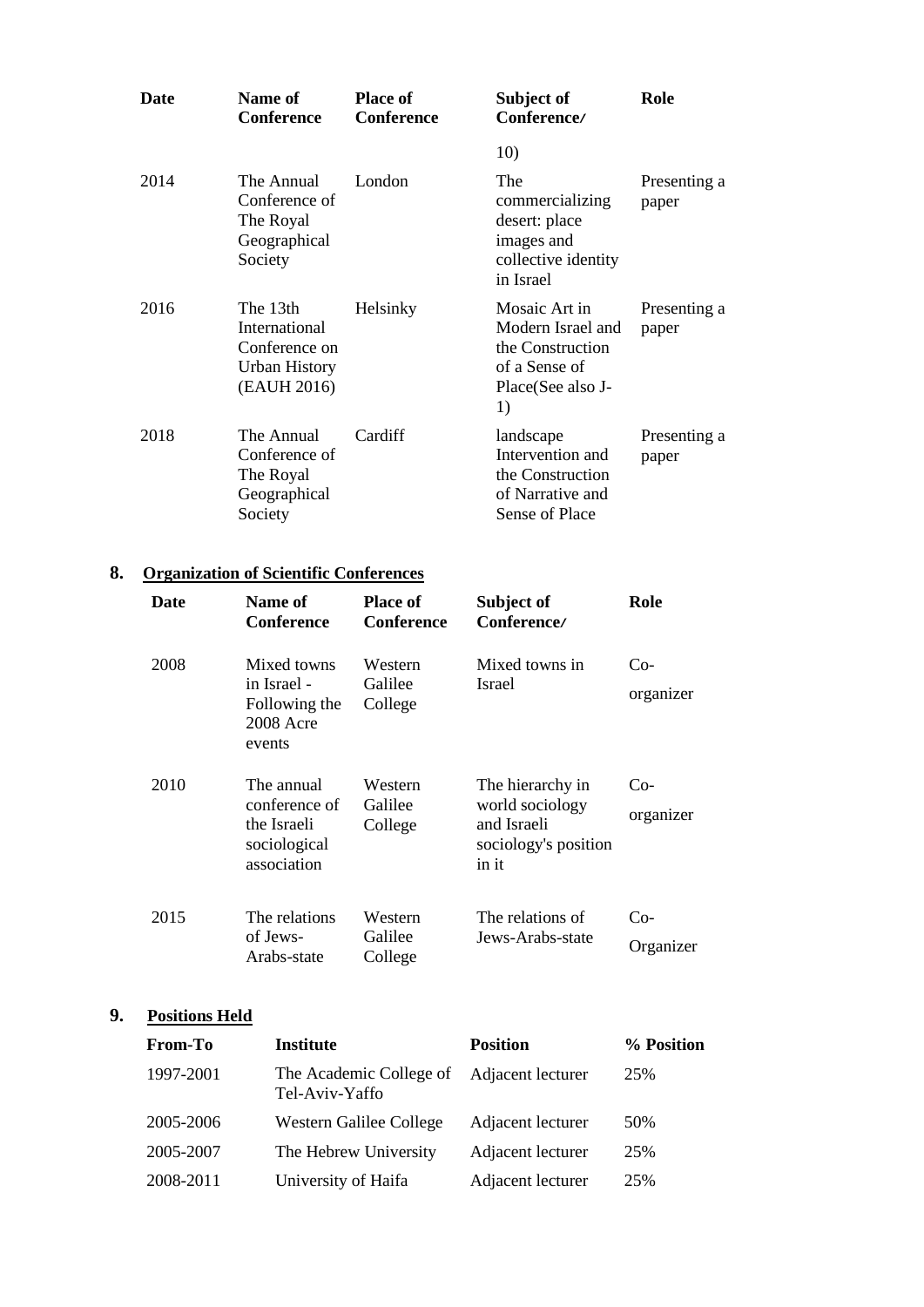| Date | Name of Conference | Place of Conference | Subject of Conference/ | Role |
|---|---|---|---|---|
| | | | 10) | |
| 2014 | The Annual Conference of The Royal Geographical Society | London | The commercializing desert: place images and collective identity in Israel | Presenting a paper |
| 2016 | The 13th International Conference on Urban History (EAUH 2016) | Helsinky | Mosaic Art in Modern Israel and the Construction of a Sense of Place(See also J-1) | Presenting a paper |
| 2018 | The Annual Conference of The Royal Geographical Society | Cardiff | landscape Intervention and the Construction of Narrative and Sense of Place | Presenting a paper |

## 8. Organization of Scientific Conferences

| Date | Name of Conference | Place of Conference | Subject of Conference/ | Role |
|---|---|---|---|---|
| 2008 | Mixed towns in Israel - Following the 2008 Acre events | Western Galilee College | Mixed towns in Israel | Co-organizer |
| 2010 | The annual conference of the Israeli sociological association | Western Galilee College | The hierarchy in world sociology and Israeli sociology's position in it | Co-organizer |
| 2015 | The relations of Jews-Arabs-state | Western Galilee College | The relations of Jews-Arabs-state | Co-Organizer |

## 9. Positions Held

| From-To | Institute | Position | % Position |
|---|---|---|---|
| 1997-2001 | The Academic College of Tel-Aviv-Yaffo | Adjacent lecturer | 25% |
| 2005-2006 | Western Galilee College | Adjacent lecturer | 50% |
| 2005-2007 | The Hebrew University | Adjacent lecturer | 25% |
| 2008-2011 | University of Haifa | Adjacent lecturer | 25% |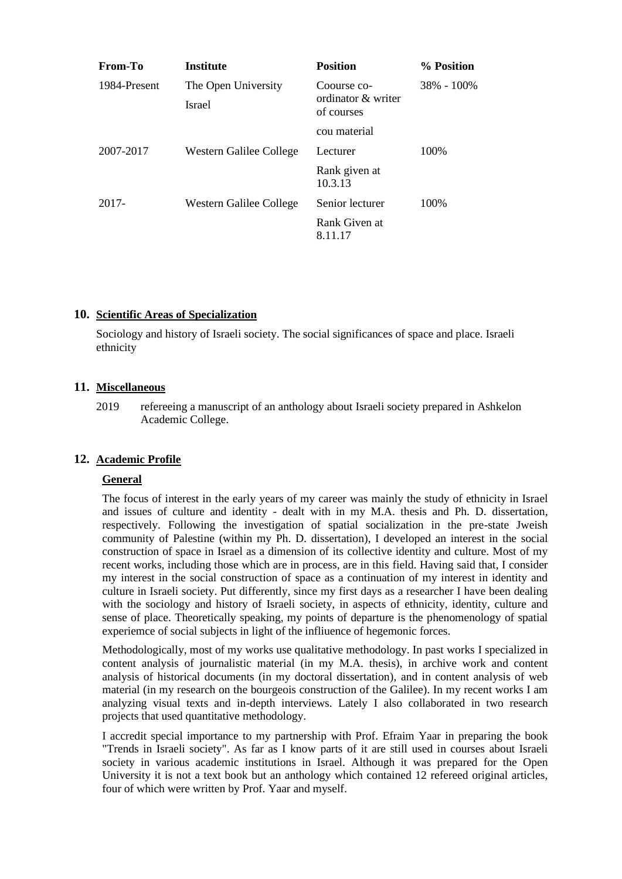| From-To | Institute | Position | % Position |
|---|---|---|---|
| 1984-Present | The Open University Israel | Coourse co-ordinator & writer of courses<br>cou material | 38% - 100% |
| 2007-2017 | Western Galilee College | Lecturer<br>Rank given at 10.3.13 | 100% |
| 2017- | Western Galilee College | Senior lecturer<br>Rank Given at 8.11.17 | 100% |

## 10. Scientific Areas of Specialization

Sociology and history of Israeli society. The social significances of space and place. Israeli ethnicity

## 11. Miscellaneous

2019 refereeing a manuscript of an anthology about Israeli society prepared in Ashkelon Academic College.

## 12. Academic Profile

### General

The focus of interest in the early years of my career was mainly the study of ethnicity in Israel and issues of culture and identity - dealt with in my M.A. thesis and Ph. D. dissertation, respectively. Following the investigation of spatial socialization in the pre-state Jweish community of Palestine (within my Ph. D. dissertation), I developed an interest in the social construction of space in Israel as a dimension of its collective identity and culture. Most of my recent works, including those which are in process, are in this field. Having said that, I consider my interest in the social construction of space as a continuation of my interest in identity and culture in Israeli society. Put differently, since my first days as a researcher I have been dealing with the sociology and history of Israeli society, in aspects of ethnicity, identity, culture and sense of place. Theoretically speaking, my points of departure is the phenomenology of spatial experiemce of social subjects in light of the infliuence of hegemonic forces.

Methodologically, most of my works use qualitative methodology. In past works I specialized in content analysis of journalistic material (in my M.A. thesis), in archive work and content analysis of historical documents (in my doctoral dissertation), and in content analysis of web material (in my research on the bourgeois construction of the Galilee). In my recent works I am analyzing visual texts and in-depth interviews. Lately I also collaborated in two research projects that used quantitative methodology.

I accredit special importance to my partnership with Prof. Efraim Yaar in preparing the book "Trends in Israeli society". As far as I know parts of it are still used in courses about Israeli society in various academic institutions in Israel. Although it was prepared for the Open University it is not a text book but an anthology which contained 12 refereed original articles, four of which were written by Prof. Yaar and myself.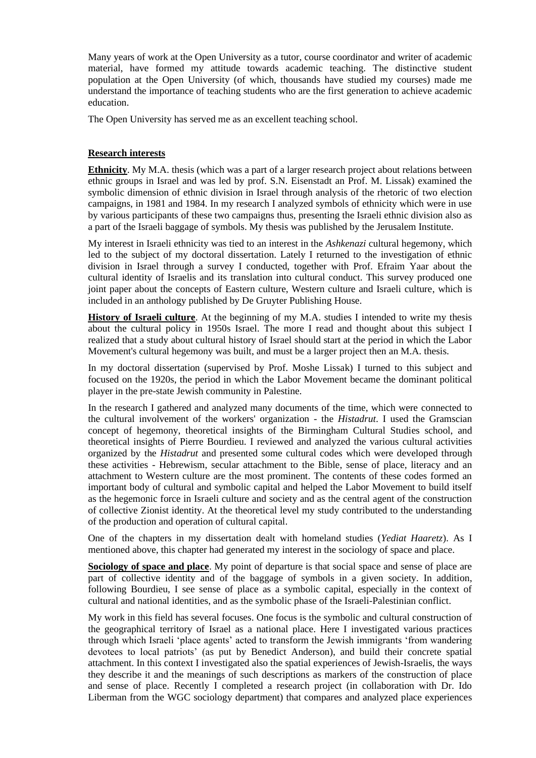Many years of work at the Open University as a tutor, course coordinator and writer of academic material, have formed my attitude towards academic teaching. The distinctive student population at the Open University (of which, thousands have studied my courses) made me understand the importance of teaching students who are the first generation to achieve academic education.

The Open University has served me as an excellent teaching school.

## Research interests

**Ethnicity**. My M.A. thesis (which was a part of a larger research project about relations between ethnic groups in Israel and was led by prof. S.N. Eisenstadt an Prof. M. Lissak) examined the symbolic dimension of ethnic division in Israel through analysis of the rhetoric of two election campaigns, in 1981 and 1984. In my research I analyzed symbols of ethnicity which were in use by various participants of these two campaigns thus, presenting the Israeli ethnic division also as a part of the Israeli baggage of symbols. My thesis was published by the Jerusalem Institute.

My interest in Israeli ethnicity was tied to an interest in the *Ashkenazi* cultural hegemony, which led to the subject of my doctoral dissertation. Lately I returned to the investigation of ethnic division in Israel through a survey I conducted, together with Prof. Efraim Yaar about the cultural identity of Israelis and its translation into cultural conduct. This survey produced one joint paper about the concepts of Eastern culture, Western culture and Israeli culture, which is included in an anthology published by De Gruyter Publishing House.

**History of Israeli culture**. At the beginning of my M.A. studies I intended to write my thesis about the cultural policy in 1950s Israel. The more I read and thought about this subject I realized that a study about cultural history of Israel should start at the period in which the Labor Movement's cultural hegemony was built, and must be a larger project then an M.A. thesis.

In my doctoral dissertation (supervised by Prof. Moshe Lissak) I turned to this subject and focused on the 1920s, the period in which the Labor Movement became the dominant political player in the pre-state Jewish community in Palestine.

In the research I gathered and analyzed many documents of the time, which were connected to the cultural involvement of the workers' organization - the *Histadrut*. I used the Gramscian concept of hegemony, theoretical insights of the Birmingham Cultural Studies school, and theoretical insights of Pierre Bourdieu. I reviewed and analyzed the various cultural activities organized by the *Histadrut* and presented some cultural codes which were developed through these activities - Hebrewism, secular attachment to the Bible, sense of place, literacy and an attachment to Western culture are the most prominent. The contents of these codes formed an important body of cultural and symbolic capital and helped the Labor Movement to build itself as the hegemonic force in Israeli culture and society and as the central agent of the construction of collective Zionist identity. At the theoretical level my study contributed to the understanding of the production and operation of cultural capital.

One of the chapters in my dissertation dealt with homeland studies (*Yediat Haaretz*). As I mentioned above, this chapter had generated my interest in the sociology of space and place.

**Sociology of space and place**. My point of departure is that social space and sense of place are part of collective identity and of the baggage of symbols in a given society. In addition, following Bourdieu, I see sense of place as a symbolic capital, especially in the context of cultural and national identities, and as the symbolic phase of the Israeli-Palestinian conflict.

My work in this field has several focuses. One focus is the symbolic and cultural construction of the geographical territory of Israel as a national place. Here I investigated various practices through which Israeli 'place agents' acted to transform the Jewish immigrants 'from wandering devotees to local patriots' (as put by Benedict Anderson), and build their concrete spatial attachment. In this context I investigated also the spatial experiences of Jewish-Israelis, the ways they describe it and the meanings of such descriptions as markers of the construction of place and sense of place. Recently I completed a research project (in collaboration with Dr. Ido Liberman from the WGC sociology department) that compares and analyzed place experiences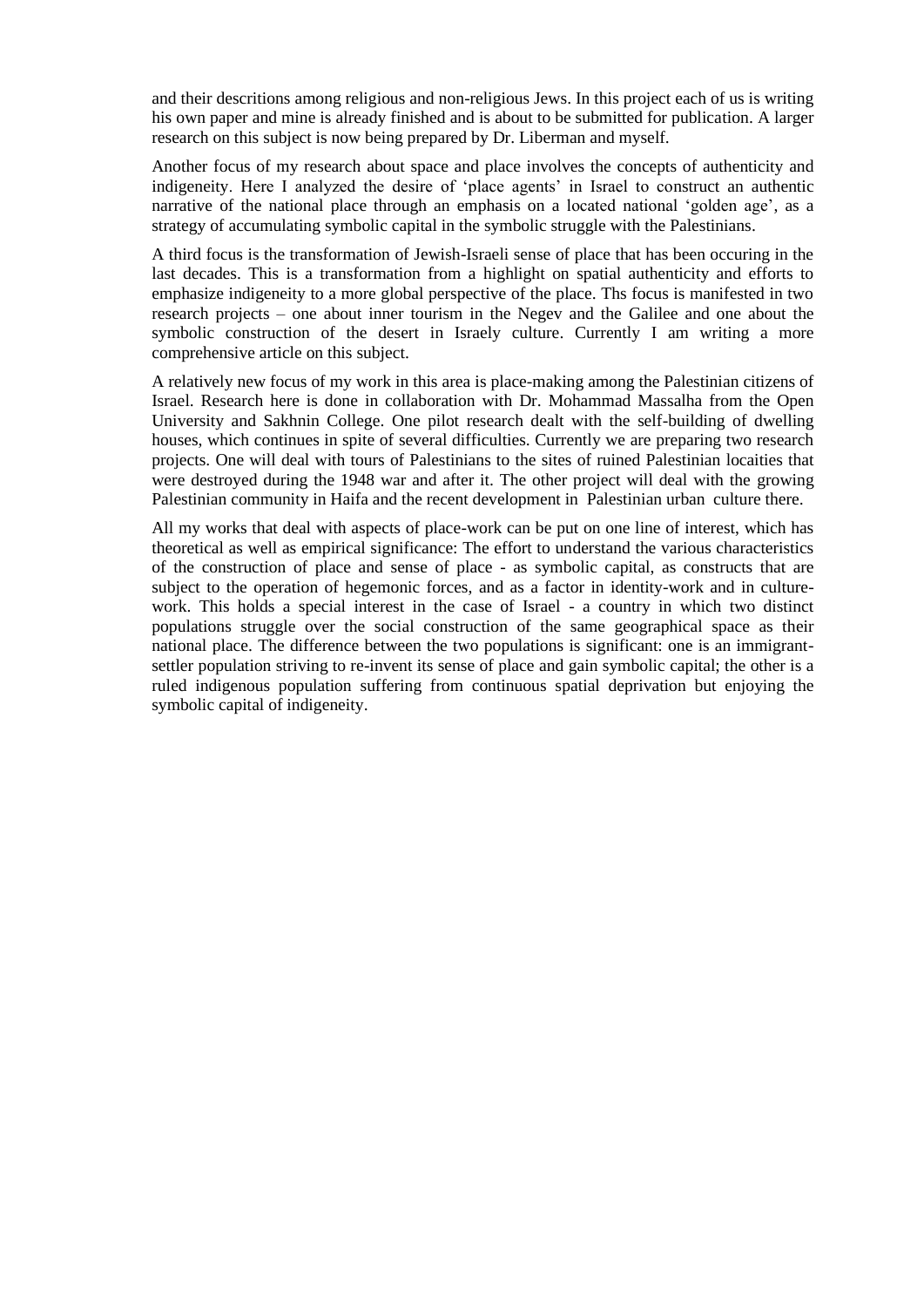and their descritions among religious and non-religious Jews. In this project each of us is writing his own paper and mine is already finished and is about to be submitted for publication. A larger research on this subject is now being prepared by Dr. Liberman and myself.

Another focus of my research about space and place involves the concepts of authenticity and indigeneity. Here I analyzed the desire of 'place agents' in Israel to construct an authentic narrative of the national place through an emphasis on a located national 'golden age', as a strategy of accumulating symbolic capital in the symbolic struggle with the Palestinians.

A third focus is the transformation of Jewish-Israeli sense of place that has been occuring in the last decades. This is a transformation from a highlight on spatial authenticity and efforts to emphasize indigeneity to a more global perspective of the place. Ths focus is manifested in two research projects – one about inner tourism in the Negev and the Galilee and one about the symbolic construction of the desert in Israely culture. Currently I am writing a more comprehensive article on this subject.

A relatively new focus of my work in this area is place-making among the Palestinian citizens of Israel. Research here is done in collaboration with Dr. Mohammad Massalha from the Open University and Sakhnin College. One pilot research dealt with the self-building of dwelling houses, which continues in spite of several difficulties. Currently we are preparing two research projects. One will deal with tours of Palestinians to the sites of ruined Palestinian locaities that were destroyed during the 1948 war and after it. The other project will deal with the growing Palestinian community in Haifa and the recent development in Palestinian urban culture there.

All my works that deal with aspects of place-work can be put on one line of interest, which has theoretical as well as empirical significance: The effort to understand the various characteristics of the construction of place and sense of place - as symbolic capital, as constructs that are subject to the operation of hegemonic forces, and as a factor in identity-work and in culture-work. This holds a special interest in the case of Israel - a country in which two distinct populations struggle over the social construction of the same geographical space as their national place. The difference between the two populations is significant: one is an immigrant-settler population striving to re-invent its sense of place and gain symbolic capital; the other is a ruled indigenous population suffering from continuous spatial deprivation but enjoying the symbolic capital of indigeneity.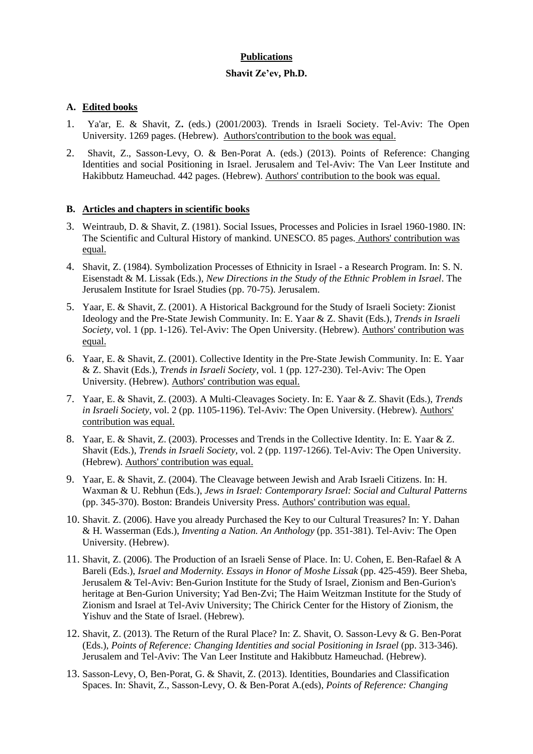**Publications**

**Shavit Ze'ev, Ph.D.**

**A. Edited books**

1. Ya'ar, E. & Shavit, Z**.** (eds.) (2001/2003). Trends in Israeli Society. Tel-Aviv: The Open University. 1269 pages. (Hebrew). Authors'contribution to the book was equal.

2. Shavit, Z., Sasson-Levy, O. & Ben-Porat A. (eds.) (2013). Points of Reference: Changing Identities and social Positioning in Israel. Jerusalem and Tel-Aviv: The Van Leer Institute and Hakibbutz Hameuchad. 442 pages. (Hebrew). Authors' contribution to the book was equal.

**B. Articles and chapters in scientific books**

3. Weintraub, D. & Shavit, Z. (1981). Social Issues, Processes and Policies in Israel 1960-1980. IN: The Scientific and Cultural History of mankind. UNESCO. 85 pages. Authors' contribution was equal.

4. Shavit, Z. (1984). Symbolization Processes of Ethnicity in Israel - a Research Program. In: S. N. Eisenstadt & M. Lissak (Eds.), *New Directions in the Study of the Ethnic Problem in Israel*. The Jerusalem Institute for Israel Studies (pp. 70-75). Jerusalem.

5. Yaar, E. & Shavit, Z. (2001). A Historical Background for the Study of Israeli Society: Zionist Ideology and the Pre-State Jewish Community. In: E. Yaar & Z. Shavit (Eds.), *Trends in Israeli Society*, vol. 1 (pp. 1-126). Tel-Aviv: The Open University. (Hebrew). Authors' contribution was equal.

6. Yaar, E. & Shavit, Z. (2001). Collective Identity in the Pre-State Jewish Community. In: E. Yaar & Z. Shavit (Eds.), *Trends in Israeli Society*, vol. 1 (pp. 127-230). Tel-Aviv: The Open University. (Hebrew). Authors' contribution was equal.

7. Yaar, E. & Shavit, Z. (2003). A Multi-Cleavages Society. In: E. Yaar & Z. Shavit (Eds.), *Trends in Israeli Society*, vol. 2 (pp. 1105-1196). Tel-Aviv: The Open University. (Hebrew). Authors' contribution was equal.

8. Yaar, E. & Shavit, Z. (2003). Processes and Trends in the Collective Identity. In: E. Yaar & Z. Shavit (Eds.), *Trends in Israeli Society*, vol. 2 (pp. 1197-1266). Tel-Aviv: The Open University. (Hebrew). Authors' contribution was equal.

9. Yaar, E. & Shavit, Z. (2004). The Cleavage between Jewish and Arab Israeli Citizens. In: H. Waxman & U. Rebhun (Eds.), *Jews in Israel: Contemporary Israel: Social and Cultural Patterns* (pp. 345-370). Boston: Brandeis University Press. Authors' contribution was equal.

10. Shavit. Z. (2006). Have you already Purchased the Key to our Cultural Treasures? In: Y. Dahan & H. Wasserman (Eds.), *Inventing a Nation. An Anthology* (pp. 351-381). Tel-Aviv: The Open University. (Hebrew).

11. Shavit, Z. (2006). The Production of an Israeli Sense of Place. In: U. Cohen, E. Ben-Rafael & A Bareli (Eds.), *Israel and Modernity. Essays in Honor of Moshe Lissak* (pp. 425-459). Beer Sheba, Jerusalem & Tel-Aviv: Ben-Gurion Institute for the Study of Israel, Zionism and Ben-Gurion's heritage at Ben-Gurion University; Yad Ben-Zvi; The Haim Weitzman Institute for the Study of Zionism and Israel at Tel-Aviv University; The Chirick Center for the History of Zionism, the Yishuv and the State of Israel. (Hebrew).

12. Shavit, Z. (2013). The Return of the Rural Place? In: Z. Shavit, O. Sasson-Levy & G. Ben-Porat (Eds.), *Points of Reference: Changing Identities and social Positioning in Israel* (pp. 313-346). Jerusalem and Tel-Aviv: The Van Leer Institute and Hakibbutz Hameuchad. (Hebrew).

13. Sasson-Levy, O, Ben-Porat, G. & Shavit, Z. (2013). Identities, Boundaries and Classification Spaces. In: Shavit, Z., Sasson-Levy, O. & Ben-Porat A.(eds), *Points of Reference: Changing*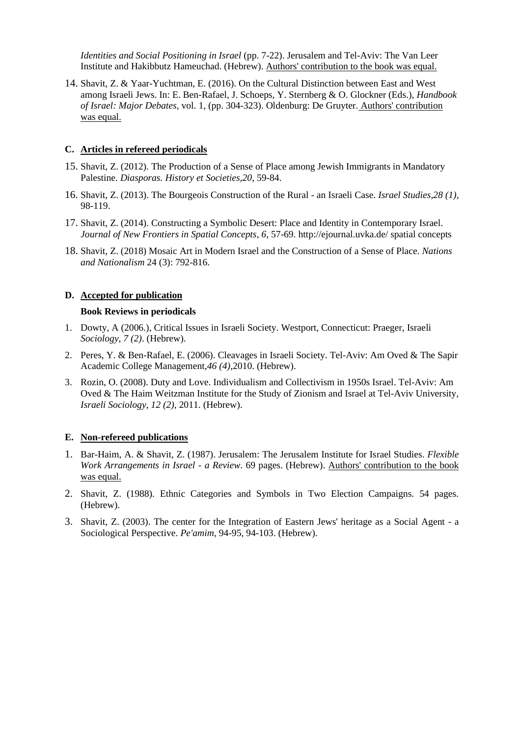*Identities and Social Positioning in Israel* (pp. 7-22). Jerusalem and Tel-Aviv: The Van Leer Institute and Hakibbutz Hameuchad. (Hebrew). Authors' contribution to the book was equal.

14. Shavit, Z. & Yaar-Yuchtman, E. (2016). On the Cultural Distinction between East and West among Israeli Jews. In: E. Ben-Rafael, J. Schoeps, Y. Sternberg & O. Glockner (Eds.), *Handbook of Israel: Major Debates*, vol. 1, (pp. 304-323). Oldenburg: De Gruyter. Authors' contribution was equal.

### C. Articles in refereed periodicals

15. Shavit, Z. (2012). The Production of a Sense of Place among Jewish Immigrants in Mandatory Palestine. *Diasporas. History et Societies,20*, 59-84.
16. Shavit, Z. (2013). The Bourgeois Construction of the Rural - an Israeli Case. *Israel Studies,28 (1)*, 98-119.
17. Shavit, Z. (2014). Constructing a Symbolic Desert: Place and Identity in Contemporary Israel. *Journal of New Frontiers in Spatial Concepts*, *6*, 57-69. http://ejournal.uvka.de/ spatial concepts
18. Shavit, Z. (2018) Mosaic Art in Modern Israel and the Construction of a Sense of Place. *Nations and Nationalism* 24 (3): 792-816.

### D. Accepted for publication

**Book Reviews in periodicals**

1. Dowty, A (2006.), Critical Issues in Israeli Society. Westport, Connecticut: Praeger, Israeli *Sociology*, *7 (2)*. (Hebrew).
2. Peres, Y. & Ben-Rafael, E. (2006). Cleavages in Israeli Society. Tel-Aviv: Am Oved & The Sapir Academic College Management,*46 (4)*,2010. (Hebrew).
3. Rozin, O. (2008). Duty and Love. Individualism and Collectivism in 1950s Israel. Tel-Aviv: Am Oved & The Haim Weitzman Institute for the Study of Zionism and Israel at Tel-Aviv University, *Israeli Sociology*, *12 (2)*, 2011. (Hebrew).

### E. Non-refereed publications

1. Bar-Haim, A. & Shavit, Z. (1987). Jerusalem: The Jerusalem Institute for Israel Studies. *Flexible Work Arrangements in Israel - a Review*. 69 pages. (Hebrew). Authors' contribution to the book was equal.
2. Shavit, Z. (1988). Ethnic Categories and Symbols in Two Election Campaigns. 54 pages. (Hebrew).
3. Shavit, Z. (2003). The center for the Integration of Eastern Jews' heritage as a Social Agent - a Sociological Perspective. *Pe'amim*, 94-95, 94-103. (Hebrew).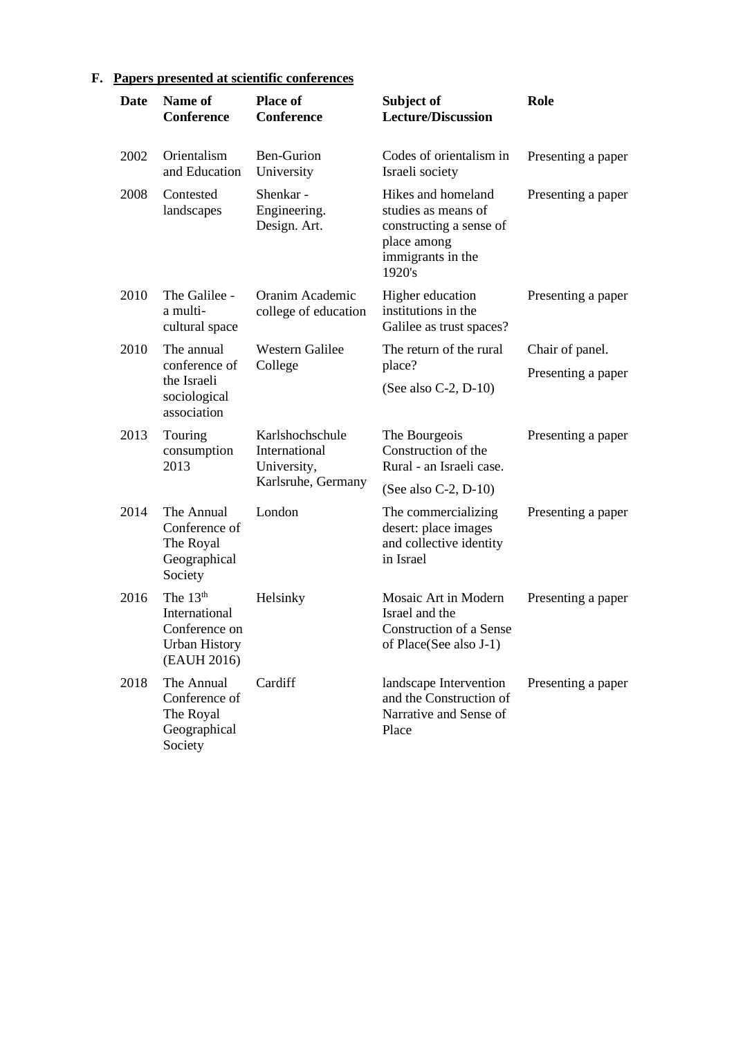## F. Papers presented at scientific conferences

| Date | Name of Conference | Place of Conference | Subject of Lecture/Discussion | Role |
|---|---|---|---|---|
| 2002 | Orientalism and Education | Ben-Gurion University | Codes of orientalism in Israeli society | Presenting a paper |
| 2008 | Contested landscapes | Shenkar - Engineering. Design. Art. | Hikes and homeland studies as means of constructing a sense of place among immigrants in the 1920's | Presenting a paper |
| 2010 | The Galilee - a multi-cultural space | Oranim Academic college of education | Higher education institutions in the Galilee as trust spaces? | Presenting a paper |
| 2010 | The annual conference of the Israeli sociological association | Western Galilee College | The return of the rural place? (See also C-2, D-10) | Chair of panel. Presenting a paper |
| 2013 | Touring consumption 2013 | Karlshochschule International University, Karlsruhe, Germany | The Bourgeois Construction of the Rural - an Israeli case. (See also C-2, D-10) | Presenting a paper |
| 2014 | The Annual Conference of The Royal Geographical Society | London | The commercializing desert: place images and collective identity in Israel | Presenting a paper |
| 2016 | The 13th International Conference on Urban History (EAUH 2016) | Helsinky | Mosaic Art in Modern Israel and the Construction of a Sense of Place(See also J-1) | Presenting a paper |
| 2018 | The Annual Conference of The Royal Geographical Society | Cardiff | landscape Intervention and the Construction of Narrative and Sense of Place | Presenting a paper |